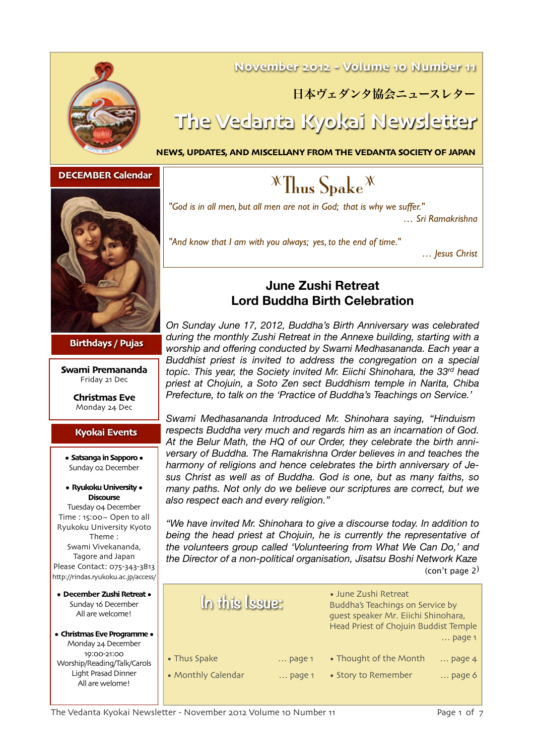# November 2012 - Volume 10 Number 11

日本ヴェダンタ協会ニュースレター

# The Vedanta Kyokai Newsletter

**NEWS, UPDATES, AND MISCELLANY FROM THE VEDANTA SOCIETY OF JAPAN**

## DECEMBER Calendar

### Birthdays / Pujas

**Swami Premananda**
Friday 21 Dec

**Christmas Eve**
Monday 24 Dec

### Kyokai Events

**• Satsanga in Sapporo •**
Sunday 02 December

**• Ryukoku University • Discourse**
Tuesday 04 December
Time : 15:00~ Open to all
Ryukoku University Kyoto
Theme :
Swami Vivekananda, Tagore and Japan
Please Contact: 075-343-3813
http://rindas.ryukoku.ac.jp/access/

**• December Zushi Retreat •**
Sunday 16 December
All are welcome!

**• Christmas Eve Programme •**
Monday 24 December
19:00-21:00
Worship/Reading/Talk/Carols
Light Prasad Dinner
All are welome!

## Thus Spake

*"God is in all men, but all men are not in God; that is why we suffer."*
*… Sri Ramakrishna*

*"And know that I am with you always; yes, to the end of time."*
*… Jesus Christ*

## June Zushi Retreat
## Lord Buddha Birth Celebration

*On Sunday June 17, 2012, Buddha's Birth Anniversary was celebrated during the monthly Zushi Retreat in the Annexe building, starting with a worship and offering conducted by Swami Medhasananda. Each year a Buddhist priest is invited to address the congregation on a special topic. This year, the Society invited Mr. Eiichi Shinohara, the 33rd head priest at Chojuin, a Soto Zen sect Buddhism temple in Narita, Chiba Prefecture, to talk on the 'Practice of Buddha's Teachings on Service.'*

*Swami Medhasananda Introduced Mr. Shinohara saying, "Hinduism respects Buddha very much and regards him as an incarnation of God. At the Belur Math, the HQ of our Order, they celebrate the birth anniversary of Buddha. The Ramakrishna Order believes in and teaches the harmony of religions and hence celebrates the birth anniversary of Jesus Christ as well as of Buddha. God is one, but as many faiths, so many paths. Not only do we believe our scriptures are correct, but we also respect each and every religion."*

*"We have invited Mr. Shinohara to give a discourse today. In addition to being the head priest at Chojuin, he is currently the representative of the volunteers group called 'Volunteering from What We Can Do,' and the Director of a non-political organisation, Jisatsu Boshi Network Kaze*

(con't page 2)

## In this Issue:

- June Zushi Retreat
  Buddha's Teachings on Service by guest speaker Mr. Eiichi Shinohara, Head Priest of Chojuin Buddist Temple … page 1
- Thus Spake … page 1
- Monthly Calendar … page 1
- Thought of the Month … page 4
- Story to Remember … page 6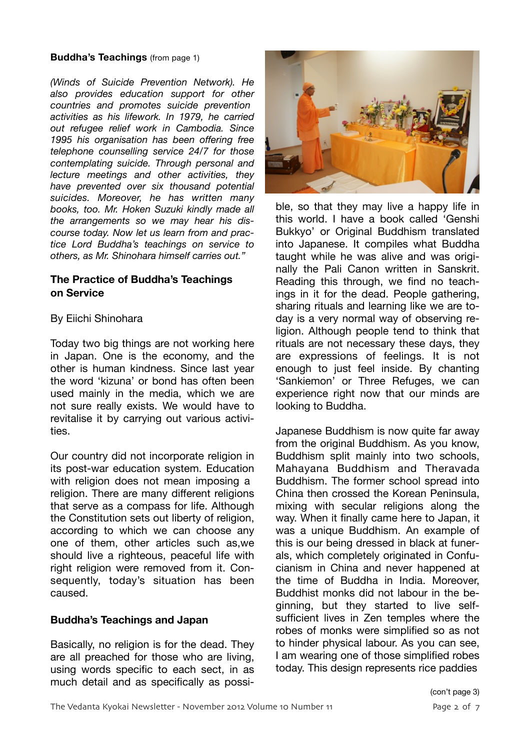**Buddha's Teachings** (from page 1)

*(Winds of Suicide Prevention Network). He also provides education support for other countries and promotes suicide prevention activities as his lifework. In 1979, he carried out refugee relief work in Cambodia. Since 1995 his organisation has been offering free telephone counselling service 24/7 for those contemplating suicide. Through personal and lecture meetings and other activities, they have prevented over six thousand potential suicides. Moreover, he has written many books, too. Mr. Hoken Suzuki kindly made all the arrangements so we may hear his discourse today. Now let us learn from and practice Lord Buddha's teachings on service to others, as Mr. Shinohara himself carries out."*

**The Practice of Buddha's Teachings on Service**

By Eiichi Shinohara

Today two big things are not working here in Japan. One is the economy, and the other is human kindness. Since last year the word 'kizuna' or bond has often been used mainly in the media, which we are not sure really exists. We would have to revitalise it by carrying out various activities.

Our country did not incorporate religion in its post-war education system. Education with religion does not mean imposing a religion. There are many different religions that serve as a compass for life. Although the Constitution sets out liberty of religion, according to which we can choose any one of them, other articles such as,we should live a righteous, peaceful life with right religion were removed from it. Consequently, today's situation has been caused.

**Buddha's Teachings and Japan**

Basically, no religion is for the dead. They are all preached for those who are living, using words specific to each sect, in as much detail and as specifically as possible, so that they may live a happy life in this world. I have a book called 'Genshi Bukkyo' or Original Buddhism translated into Japanese. It compiles what Buddha taught while he was alive and was originally the Pali Canon written in Sanskrit. Reading this through, we find no teachings in it for the dead. People gathering, sharing rituals and learning like we are today is a very normal way of observing religion. Although people tend to think that rituals are not necessary these days, they are expressions of feelings. It is not enough to just feel inside. By chanting 'Sankiemon' or Three Refuges, we can experience right now that our minds are looking to Buddha.

Japanese Buddhism is now quite far away from the original Buddhism. As you know, Buddhism split mainly into two schools, Mahayana Buddhism and Theravada Buddhism. The former school spread into China then crossed the Korean Peninsula, mixing with secular religions along the way. When it finally came here to Japan, it was a unique Buddhism. An example of this is our being dressed in black at funerals, which completely originated in Confucianism in China and never happened at the time of Buddha in India. Moreover, Buddhist monks did not labour in the beginning, but they started to live self-sufficient lives in Zen temples where the robes of monks were simplified so as not to hinder physical labour. As you can see, I am wearing one of those simplified robes today. This design represents rice paddies

(con't page 3)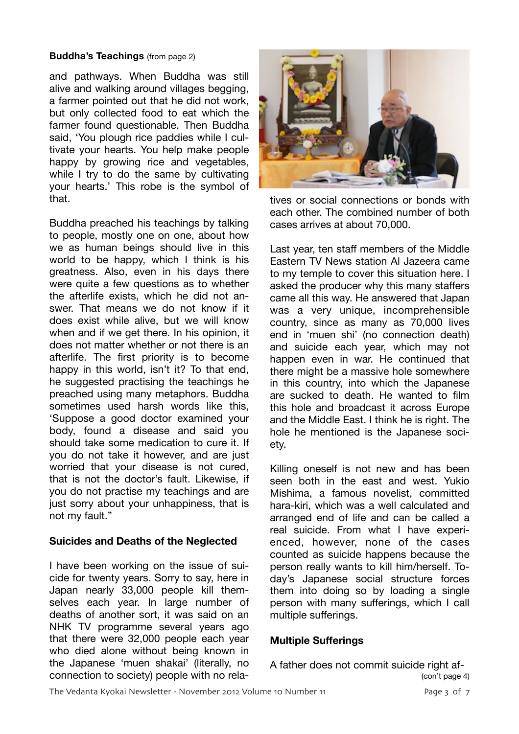**Buddha's Teachings** (from page 2)

and pathways. When Buddha was still alive and walking around villages begging, a farmer pointed out that he did not work, but only collected food to eat which the farmer found questionable. Then Buddha said, 'You plough rice paddies while I cultivate your hearts. You help make people happy by growing rice and vegetables, while I try to do the same by cultivating your hearts.' This robe is the symbol of that.

Buddha preached his teachings by talking to people, mostly one on one, about how we as human beings should live in this world to be happy, which I think is his greatness. Also, even in his days there were quite a few questions as to whether the afterlife exists, which he did not answer. That means we do not know if it does exist while alive, but we will know when and if we get there. In his opinion, it does not matter whether or not there is an afterlife. The first priority is to become happy in this world, isn't it? To that end, he suggested practising the teachings he preached using many metaphors. Buddha sometimes used harsh words like this, 'Suppose a good doctor examined your body, found a disease and said you should take some medication to cure it. If you do not take it however, and are just worried that your disease is not cured, that is not the doctor's fault. Likewise, if you do not practise my teachings and are just sorry about your unhappiness, that is not my fault."

## Suicides and Deaths of the Neglected

I have been working on the issue of suicide for twenty years. Sorry to say, here in Japan nearly 33,000 people kill themselves each year. In large number of deaths of another sort, it was said on an NHK TV programme several years ago that there were 32,000 people each year who died alone without being known in the Japanese 'muen shakai' (literally, no connection to society) people with no relatives or social connections or bonds with each other. The combined number of both cases arrives at about 70,000.

Last year, ten staff members of the Middle Eastern TV News station Al Jazeera came to my temple to cover this situation here. I asked the producer why this many staffers came all this way. He answered that Japan was a very unique, incomprehensible country, since as many as 70,000 lives end in 'muen shi' (no connection death) and suicide each year, which may not happen even in war. He continued that there might be a massive hole somewhere in this country, into which the Japanese are sucked to death. He wanted to film this hole and broadcast it across Europe and the Middle East. I think he is right. The hole he mentioned is the Japanese society.

Killing oneself is not new and has been seen both in the east and west. Yukio Mishima, a famous novelist, committed hara-kiri, which was a well calculated and arranged end of life and can be called a real suicide. From what I have experienced, however, none of the cases counted as suicide happens because the person really wants to kill him/herself. Today's Japanese social structure forces them into doing so by loading a single person with many sufferings, which I call multiple sufferings.

## Multiple Sufferings

A father does not commit suicide right af-

(con't page 4)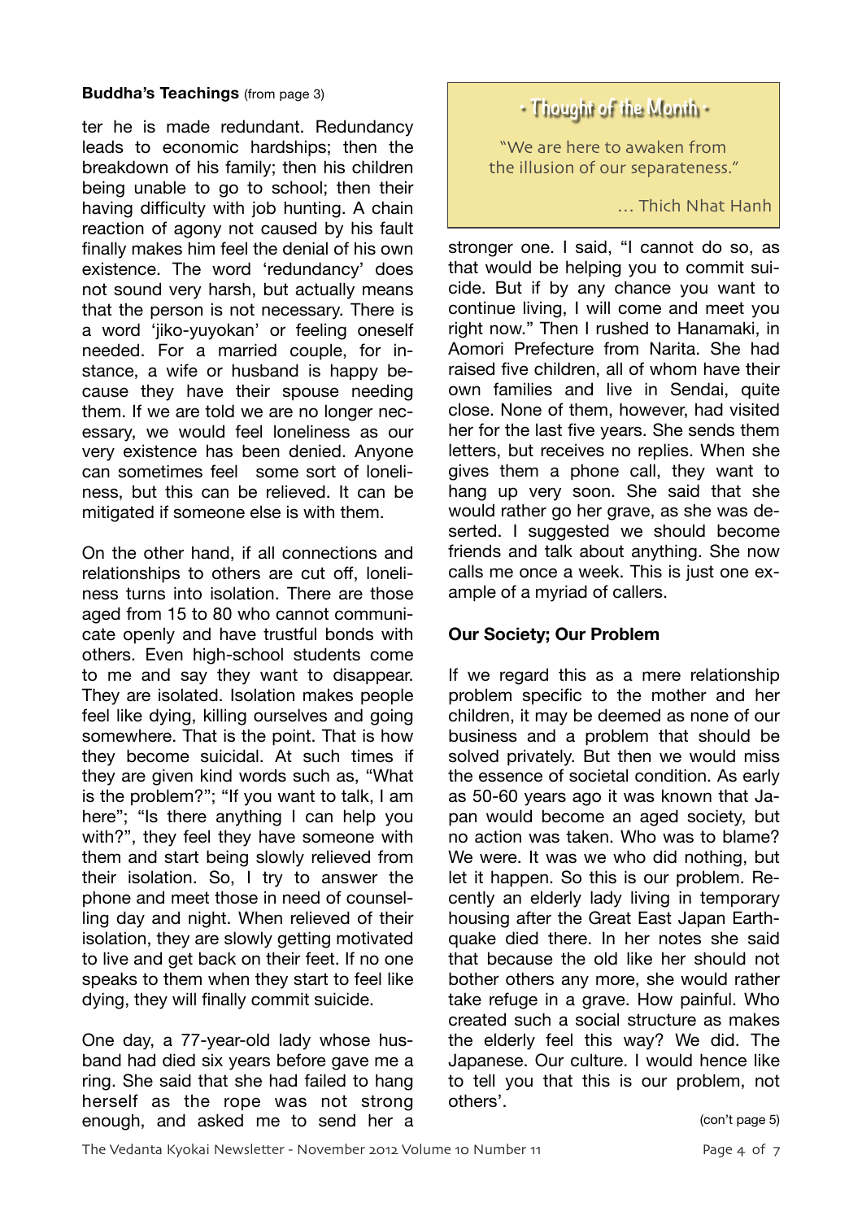**Buddha's Teachings** (from page 3)

ter he is made redundant. Redundancy leads to economic hardships; then the breakdown of his family; then his children being unable to go to school; then their having difficulty with job hunting. A chain reaction of agony not caused by his fault finally makes him feel the denial of his own existence. The word 'redundancy' does not sound very harsh, but actually means that the person is not necessary. There is a word 'jiko-yuyokan' or feeling oneself needed. For a married couple, for instance, a wife or husband is happy because they have their spouse needing them. If we are told we are no longer necessary, we would feel loneliness as our very existence has been denied. Anyone can sometimes feel some sort of loneliness, but this can be relieved. It can be mitigated if someone else is with them.

On the other hand, if all connections and relationships to others are cut off, loneliness turns into isolation. There are those aged from 15 to 80 who cannot communicate openly and have trustful bonds with others. Even high-school students come to me and say they want to disappear. They are isolated. Isolation makes people feel like dying, killing ourselves and going somewhere. That is the point. That is how they become suicidal. At such times if they are given kind words such as, "What is the problem?"; "If you want to talk, I am here"; "Is there anything I can help you with?", they feel they have someone with them and start being slowly relieved from their isolation. So, I try to answer the phone and meet those in need of counselling day and night. When relieved of their isolation, they are slowly getting motivated to live and get back on their feet. If no one speaks to them when they start to feel like dying, they will finally commit suicide.

One day, a 77-year-old lady whose husband had died six years before gave me a ring. She said that she had failed to hang herself as the rope was not strong enough, and asked me to send her a stronger one. I said, "I cannot do so, as that would be helping you to commit suicide. But if by any chance you want to continue living, I will come and meet you right now." Then I rushed to Hanamaki, in Aomori Prefecture from Narita. She had raised five children, all of whom have their own families and live in Sendai, quite close. None of them, however, had visited her for the last five years. She sends them letters, but receives no replies. When she gives them a phone call, they want to hang up very soon. She said that she would rather go her grave, as she was deserted. I suggested we should become friends and talk about anything. She now calls me once a week. This is just one example of a myriad of callers.

> **· Thought of the Month ·**
>
> "We are here to awaken from the illusion of our separateness."
>
> … Thich Nhat Hanh

**Our Society; Our Problem**

If we regard this as a mere relationship problem specific to the mother and her children, it may be deemed as none of our business and a problem that should be solved privately. But then we would miss the essence of societal condition. As early as 50-60 years ago it was known that Japan would become an aged society, but no action was taken. Who was to blame? We were. It was we who did nothing, but let it happen. So this is our problem. Recently an elderly lady living in temporary housing after the Great East Japan Earthquake died there. In her notes she said that because the old like her should not bother others any more, she would rather take refuge in a grave. How painful. Who created such a social structure as makes the elderly feel this way? We did. The Japanese. Our culture. I would hence like to tell you that this is our problem, not others'.

(con't page 5)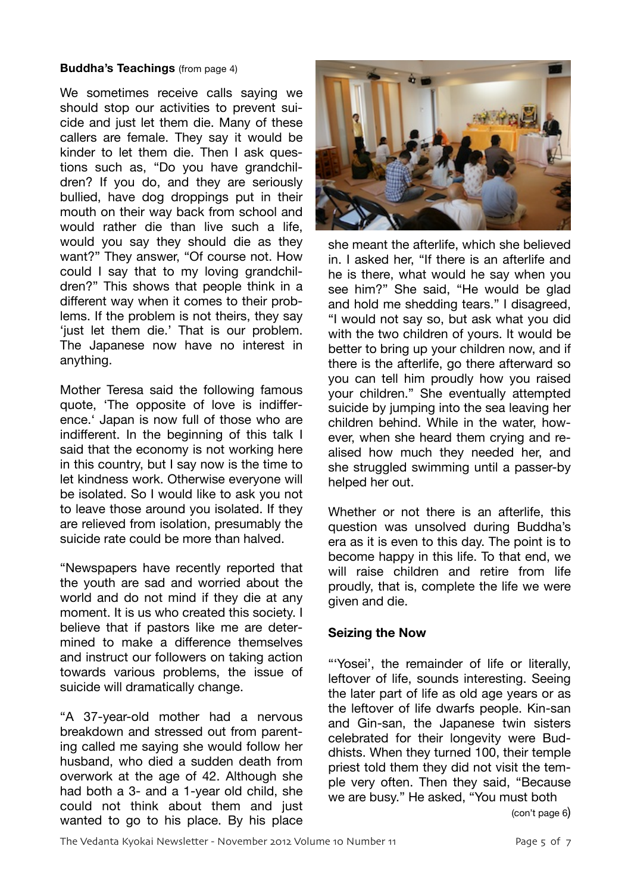**Buddha's Teachings** (from page 4)

We sometimes receive calls saying we should stop our activities to prevent suicide and just let them die. Many of these callers are female. They say it would be kinder to let them die. Then I ask questions such as, "Do you have grandchildren? If you do, and they are seriously bullied, have dog droppings put in their mouth on their way back from school and would rather die than live such a life, would you say they should die as they want?" They answer, "Of course not. How could I say that to my loving grandchildren?" This shows that people think in a different way when it comes to their problems. If the problem is not theirs, they say 'just let them die.' That is our problem. The Japanese now have no interest in anything.

Mother Teresa said the following famous quote, 'The opposite of love is indifference.' Japan is now full of those who are indifferent. In the beginning of this talk I said that the economy is not working here in this country, but I say now is the time to let kindness work. Otherwise everyone will be isolated. So I would like to ask you not to leave those around you isolated. If they are relieved from isolation, presumably the suicide rate could be more than halved.

"Newspapers have recently reported that the youth are sad and worried about the world and do not mind if they die at any moment. It is us who created this society. I believe that if pastors like me are determined to make a difference themselves and instruct our followers on taking action towards various problems, the issue of suicide will dramatically change.

"A 37-year-old mother had a nervous breakdown and stressed out from parenting called me saying she would follow her husband, who died a sudden death from overwork at the age of 42. Although she had both a 3- and a 1-year old child, she could not think about them and just wanted to go to his place. By his place she meant the afterlife, which she believed in. I asked her, "If there is an afterlife and he is there, what would he say when you see him?" She said, "He would be glad and hold me shedding tears." I disagreed, "I would not say so, but ask what you did with the two children of yours. It would be better to bring up your children now, and if there is the afterlife, go there afterward so you can tell him proudly how you raised your children." She eventually attempted suicide by jumping into the sea leaving her children behind. While in the water, however, when she heard them crying and realised how much they needed her, and she struggled swimming until a passer-by helped her out.

Whether or not there is an afterlife, this question was unsolved during Buddha's era as it is even to this day. The point is to become happy in this life. To that end, we will raise children and retire from life proudly, that is, complete the life we were given and die.

**Seizing the Now**

"'Yosei', the remainder of life or literally, leftover of life, sounds interesting. Seeing the later part of life as old age years or as the leftover of life dwarfs people. Kin-san and Gin-san, the Japanese twin sisters celebrated for their longevity were Buddhists. When they turned 100, their temple priest told them they did not visit the temple very often. Then they said, "Because we are busy." He asked, "You must both

(con't page 6)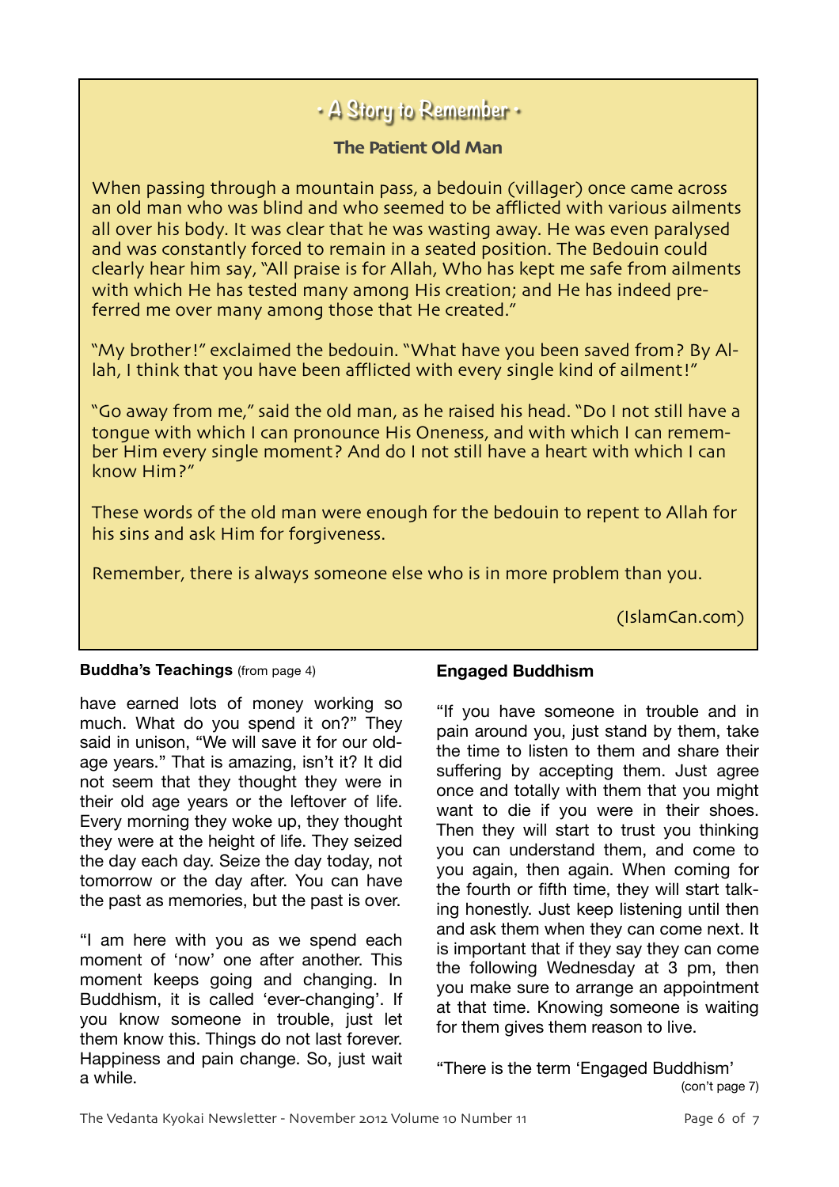## • A Story to Remember •

### The Patient Old Man

When passing through a mountain pass, a bedouin (villager) once came across an old man who was blind and who seemed to be afflicted with various ailments all over his body. It was clear that he was wasting away. He was even paralysed and was constantly forced to remain in a seated position. The Bedouin could clearly hear him say, "All praise is for Allah, Who has kept me safe from ailments with which He has tested many among His creation; and He has indeed preferred me over many among those that He created."

"My brother!" exclaimed the bedouin. "What have you been saved from? By Allah, I think that you have been afflicted with every single kind of ailment!"

"Go away from me," said the old man, as he raised his head. "Do I not still have a tongue with which I can pronounce His Oneness, and with which I can remember Him every single moment? And do I not still have a heart with which I can know Him?"

These words of the old man were enough for the bedouin to repent to Allah for his sins and ask Him for forgiveness.

Remember, there is always someone else who is in more problem than you.

(IslamCan.com)

**Buddha's Teachings** (from page 4)

have earned lots of money working so much. What do you spend it on?" They said in unison, "We will save it for our old-age years." That is amazing, isn't it? It did not seem that they thought they were in their old age years or the leftover of life. Every morning they woke up, they thought they were at the height of life. They seized the day each day. Seize the day today, not tomorrow or the day after. You can have the past as memories, but the past is over.

"I am here with you as we spend each moment of 'now' one after another. This moment keeps going and changing. In Buddhism, it is called 'ever-changing'. If you know someone in trouble, just let them know this. Things do not last forever. Happiness and pain change. So, just wait a while.

**Engaged Buddhism**

"If you have someone in trouble and in pain around you, just stand by them, take the time to listen to them and share their suffering by accepting them. Just agree once and totally with them that you might want to die if you were in their shoes. Then they will start to trust you thinking you can understand them, and come to you again, then again. When coming for the fourth or fifth time, they will start talking honestly. Just keep listening until then and ask them when they can come next. It is important that if they say they can come the following Wednesday at 3 pm, then you make sure to arrange an appointment at that time. Knowing someone is waiting for them gives them reason to live.

"There is the term 'Engaged Buddhism'

(con't page 7)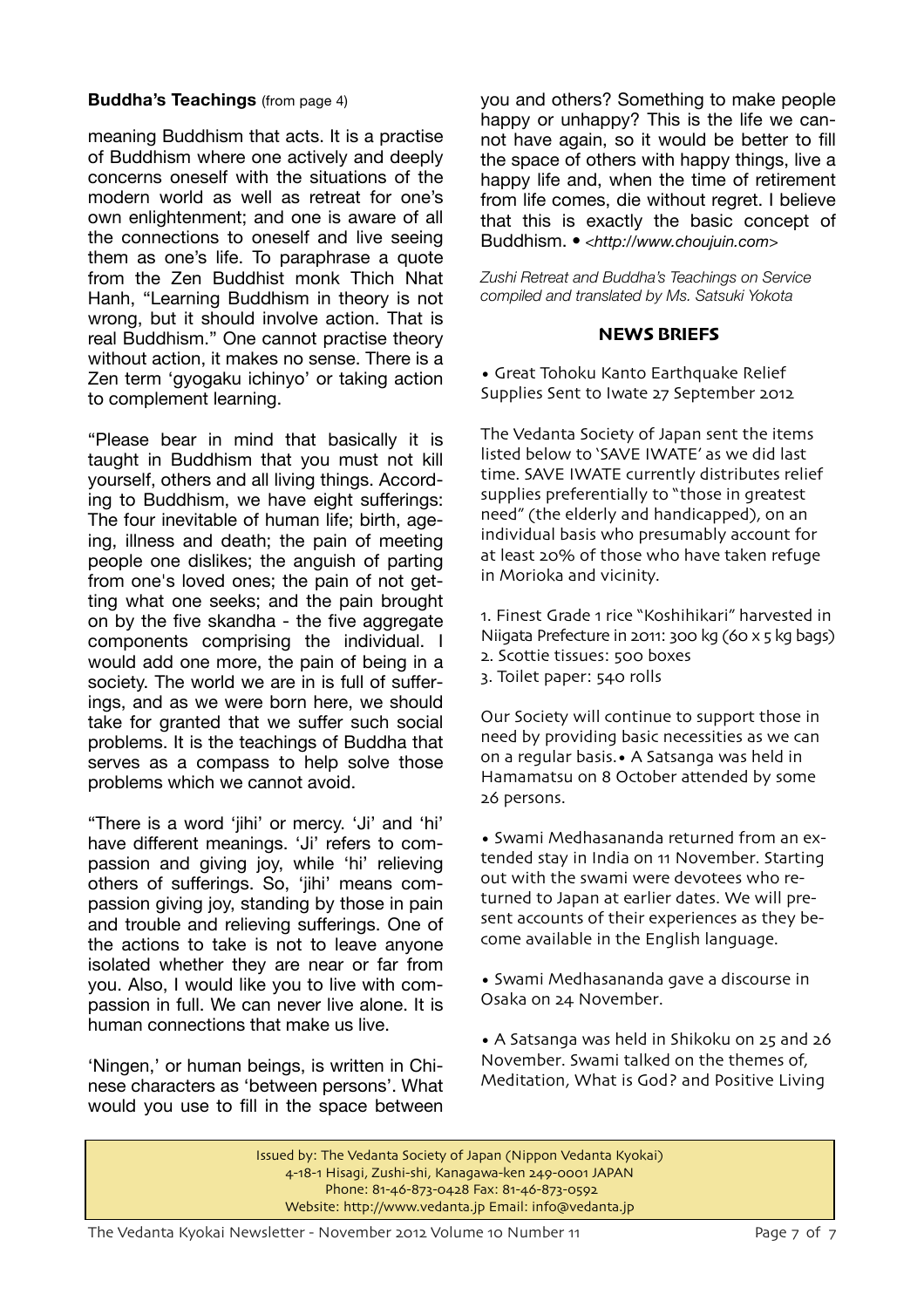**Buddha's Teachings** (from page 4)

meaning Buddhism that acts. It is a practise of Buddhism where one actively and deeply concerns oneself with the situations of the modern world as well as retreat for one's own enlightenment; and one is aware of all the connections to oneself and live seeing them as one's life. To paraphrase a quote from the Zen Buddhist monk Thich Nhat Hanh, "Learning Buddhism in theory is not wrong, but it should involve action. That is real Buddhism." One cannot practise theory without action, it makes no sense. There is a Zen term 'gyogaku ichinyo' or taking action to complement learning.

"Please bear in mind that basically it is taught in Buddhism that you must not kill yourself, others and all living things. According to Buddhism, we have eight sufferings: The four inevitable of human life; birth, ageing, illness and death; the pain of meeting people one dislikes; the anguish of parting from one's loved ones; the pain of not getting what one seeks; and the pain brought on by the five skandha - the five aggregate components comprising the individual. I would add one more, the pain of being in a society. The world we are in is full of sufferings, and as we were born here, we should take for granted that we suffer such social problems. It is the teachings of Buddha that serves as a compass to help solve those problems which we cannot avoid.

"There is a word 'jihi' or mercy. 'Ji' and 'hi' have different meanings. 'Ji' refers to compassion and giving joy, while 'hi' relieving others of sufferings. So, 'jihi' means compassion giving joy, standing by those in pain and trouble and relieving sufferings. One of the actions to take is not to leave anyone isolated whether they are near or far from you. Also, I would like you to live with compassion in full. We can never live alone. It is human connections that make us live.

'Ningen,' or human beings, is written in Chinese characters as 'between persons'. What would you use to fill in the space between you and others? Something to make people happy or unhappy? This is the life we cannot have again, so it would be better to fill the space of others with happy things, live a happy life and, when the time of retirement from life comes, die without regret. I believe that this is exactly the basic concept of Buddhism. • *<http://www.choujuin.com>*

*Zushi Retreat and Buddha's Teachings on Service compiled and translated by Ms. Satsuki Yokota*

## NEWS BRIEFS

• Great Tohoku Kanto Earthquake Relief Supplies Sent to Iwate 27 September 2012

The Vedanta Society of Japan sent the items listed below to 'SAVE IWATE' as we did last time. SAVE IWATE currently distributes relief supplies preferentially to "those in greatest need" (the elderly and handicapped), on an individual basis who presumably account for at least 20% of those who have taken refuge in Morioka and vicinity.

1. Finest Grade 1 rice "Koshihikari" harvested in Niigata Prefecture in 2011: 300 kg (60 x 5 kg bags)
2. Scottie tissues: 500 boxes
3. Toilet paper: 540 rolls

Our Society will continue to support those in need by providing basic necessities as we can on a regular basis.

• A Satsanga was held in Hamamatsu on 8 October attended by some 26 persons.

• Swami Medhasananda returned from an extended stay in India on 11 November. Starting out with the swami were devotees who returned to Japan at earlier dates. We will present accounts of their experiences as they become available in the English language.

• Swami Medhasananda gave a discourse in Osaka on 24 November.

• A Satsanga was held in Shikoku on 25 and 26 November. Swami talked on the themes of, Meditation, What is God? and Positive Living

Issued by: The Vedanta Society of Japan (Nippon Vedanta Kyokai)
4-18-1 Hisagi, Zushi-shi, Kanagawa-ken 249-0001 JAPAN
Phone: 81-46-873-0428 Fax: 81-46-873-0592
Website: http://www.vedanta.jp Email: info@vedanta.jp